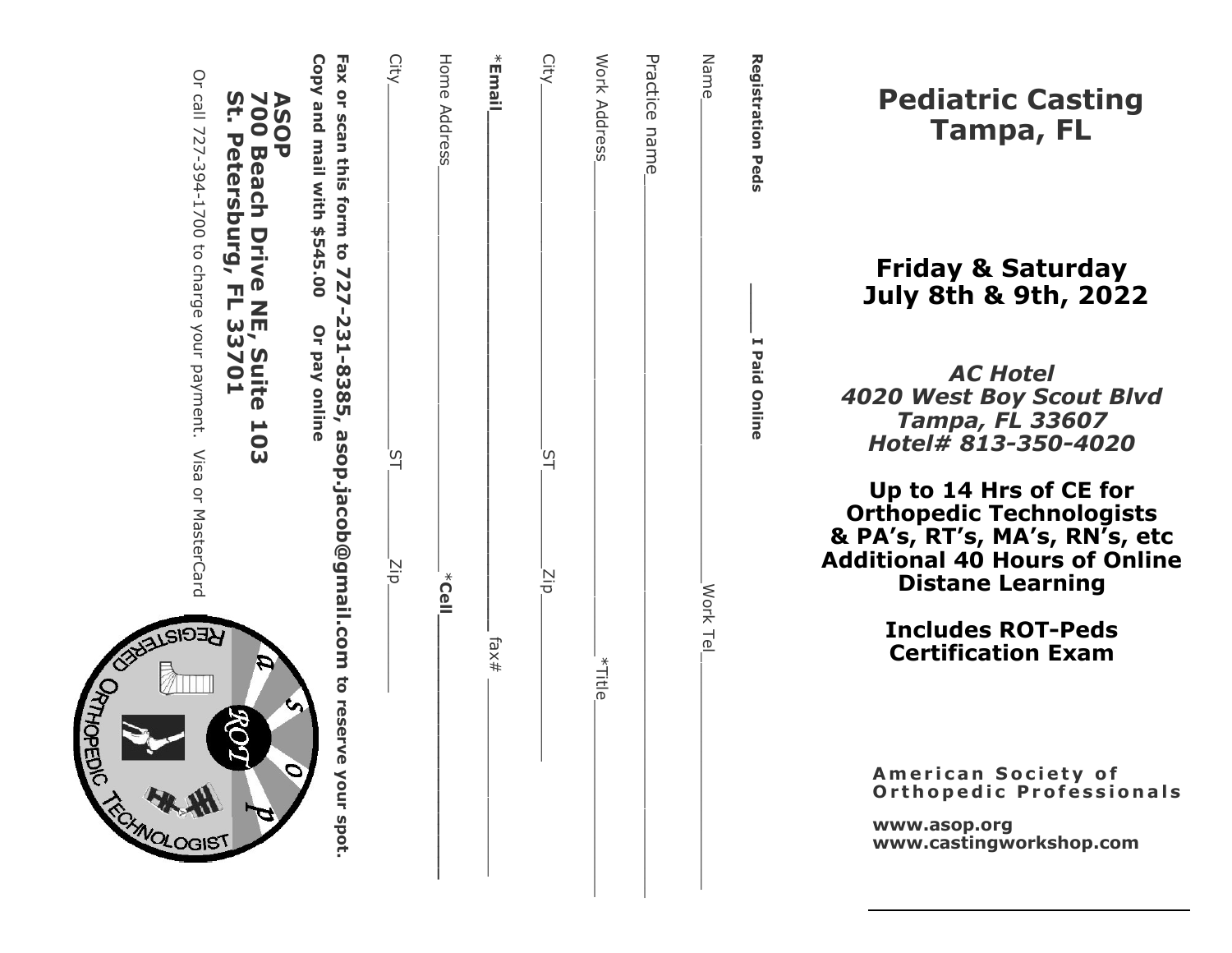# Pediatric Casting Tampa, FL

## Friday & Saturday July 8th & 9th, 2022

***AC Hotel***
***4020 West Boy Scout Blvd***
***Tampa, FL 33607***
***Hotel# 813-350-4020***

**Up to 14 Hrs of CE for Orthopedic Technologists & PA's, RT's, MA's, RN's, etc**
**Additional 40 Hours of Online Distane Learning**

**Includes ROT-Peds Certification Exam**

**American Society of Orthopedic Professionals**

**www.asop.org**
**www.castingworkshop.com**

---

**Registration Peds** ______ **I Paid Online**

Name______________________________ Work Tel______________

Practice name______________________________________________

Work Address_____________________________ *Title____________

City________________________ ST______ Zip_______________

***Email**___________________________ fax#__________________

Home Address________________________ ***Cell**_______________

City________________________ ST______ Zip_______________

**Fax or scan this form to 727-231-8385, asop.jacob@gmail.com to reserve your spot.**

**Copy and mail with $545.00 Or pay online**

**ASOP**
**700 Beach Drive NE, Suite 103**
**St. Petersburg, FL 33701**

Or call 727-394-1700 to charge your payment. Visa or MasterCard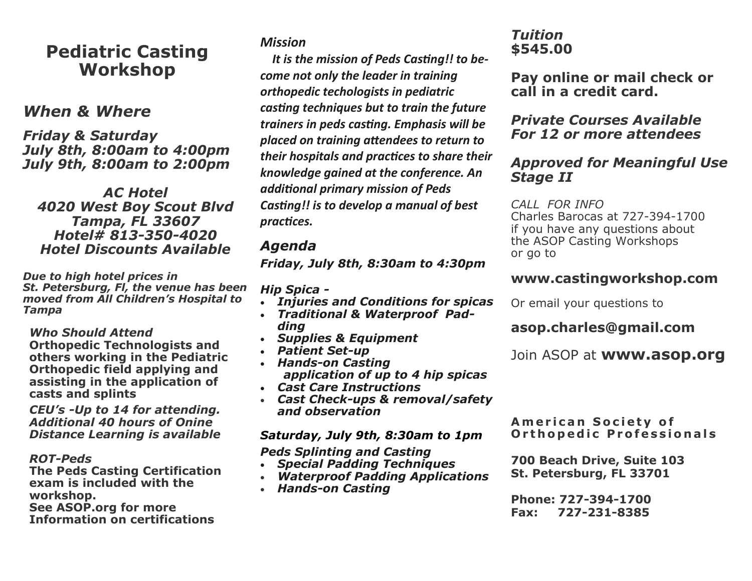# Pediatric Casting Workshop

## *When & Where*

***Friday & Saturday***
***July 8th, 8:00am to 4:00pm***
***July 9th, 8:00am to 2:00pm***

***AC Hotel***
***4020 West Boy Scout Blvd***
***Tampa, FL 33607***
***Hotel# 813-350-4020***
***Hotel Discounts Available***

***Due to high hotel prices in St. Petersburg, Fl, the venue has been moved from All Children's Hospital to Tampa***

***Who Should Attend***
**Orthopedic Technologists and others working in the Pediatric Orthopedic field applying and assisting in the application of casts and splints**

***CEU's -Up to 14 for attending. Additional 40 hours of Onine Distance Learning is available***

***ROT-Peds***
**The Peds Casting Certification exam is included with the workshop.**
**See ASOP.org for more Information on certifications**

***Mission***

***It is the mission of Peds Casting!! to become not only the leader in training orthopedic techologists in pediatric casting techniques but to train the future trainers in peds casting. Emphasis will be placed on training attendees to return to their hospitals and practices to share their knowledge gained at the conference. An additional primary mission of Peds Casting!! is to develop a manual of best practices.***

## *Agenda*

***Friday, July 8th, 8:30am to 4:30pm***

***Hip Spica -***
- ***Injuries and Conditions for spicas***
- ***Traditional & Waterproof Padding***
- ***Supplies & Equipment***
- ***Patient Set-up***
- ***Hands-on Casting application of up to 4 hip spicas***
- ***Cast Care Instructions***
- ***Cast Check-ups & removal/safety and observation***

***Saturday, July 9th, 8:30am to 1pm***

***Peds Splinting and Casting***
- ***Special Padding Techniques***
- ***Waterproof Padding Applications***
- ***Hands-on Casting***

***Tuition***
**$545.00**

**Pay online or mail check or call in a credit card.**

***Private Courses Available For 12 or more attendees***

***Approved for Meaningful Use Stage II***

*CALL FOR INFO*
Charles Barocas at 727-394-1700 if you have any questions about the ASOP Casting Workshops or go to

**www.castingworkshop.com**

Or email your questions to

**asop.charles@gmail.com**

Join ASOP at **www.asop.org**

**American Society of Orthopedic Professionals**

**700 Beach Drive, Suite 103**
**St. Petersburg, FL 33701**

**Phone: 727-394-1700**
**Fax: 727-231-8385**